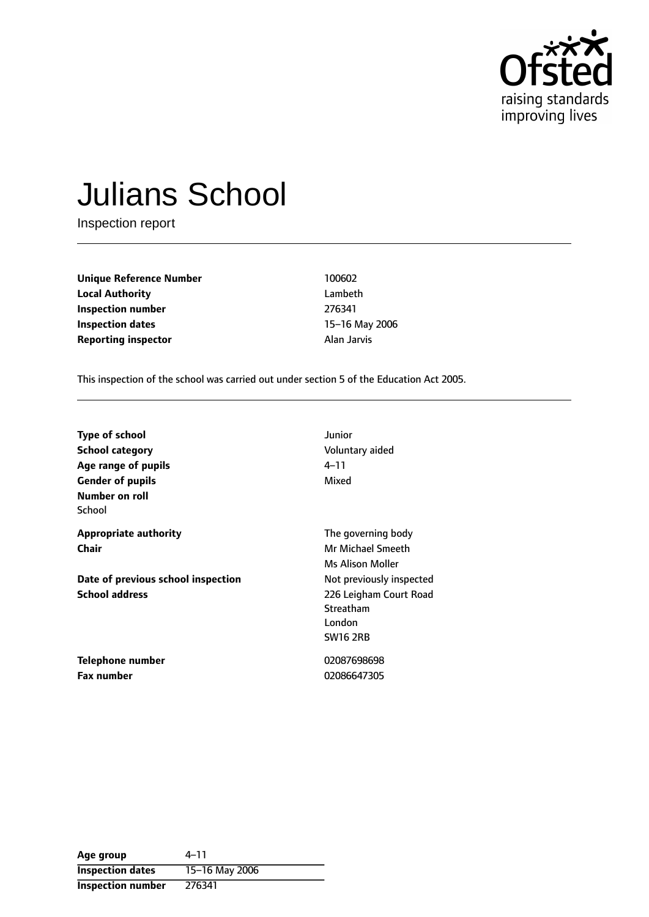# Julians School

Inspection report

| | |
|---|---|
| **Unique Reference Number** | 100602 |
| **Local Authority** | Lambeth |
| **Inspection number** | 276341 |
| **Inspection dates** | 15–16 May 2006 |
| **Reporting inspector** | Alan Jarvis |

This inspection of the school was carried out under section 5 of the Education Act 2005.

| | |
|---|---|
| **Type of school** | Junior |
| **School category** | Voluntary aided |
| **Age range of pupils** | 4–11 |
| **Gender of pupils** | Mixed |
| **Number on roll** | |
| School | |
| **Appropriate authority** | The governing body |
| **Chair** | Mr Michael Smeeth |
| | Ms Alison Moller |
| **Date of previous school inspection** | Not previously inspected |
| **School address** | 226 Leigham Court Road<br>Streatham<br>London<br>SW16 2RB |
| **Telephone number** | 02087698698 |
| **Fax number** | 02086647305 |

| | |
|---|---|
| **Age group** | 4–11 |
| **Inspection dates** | 15–16 May 2006 |
| **Inspection number** | 276341 |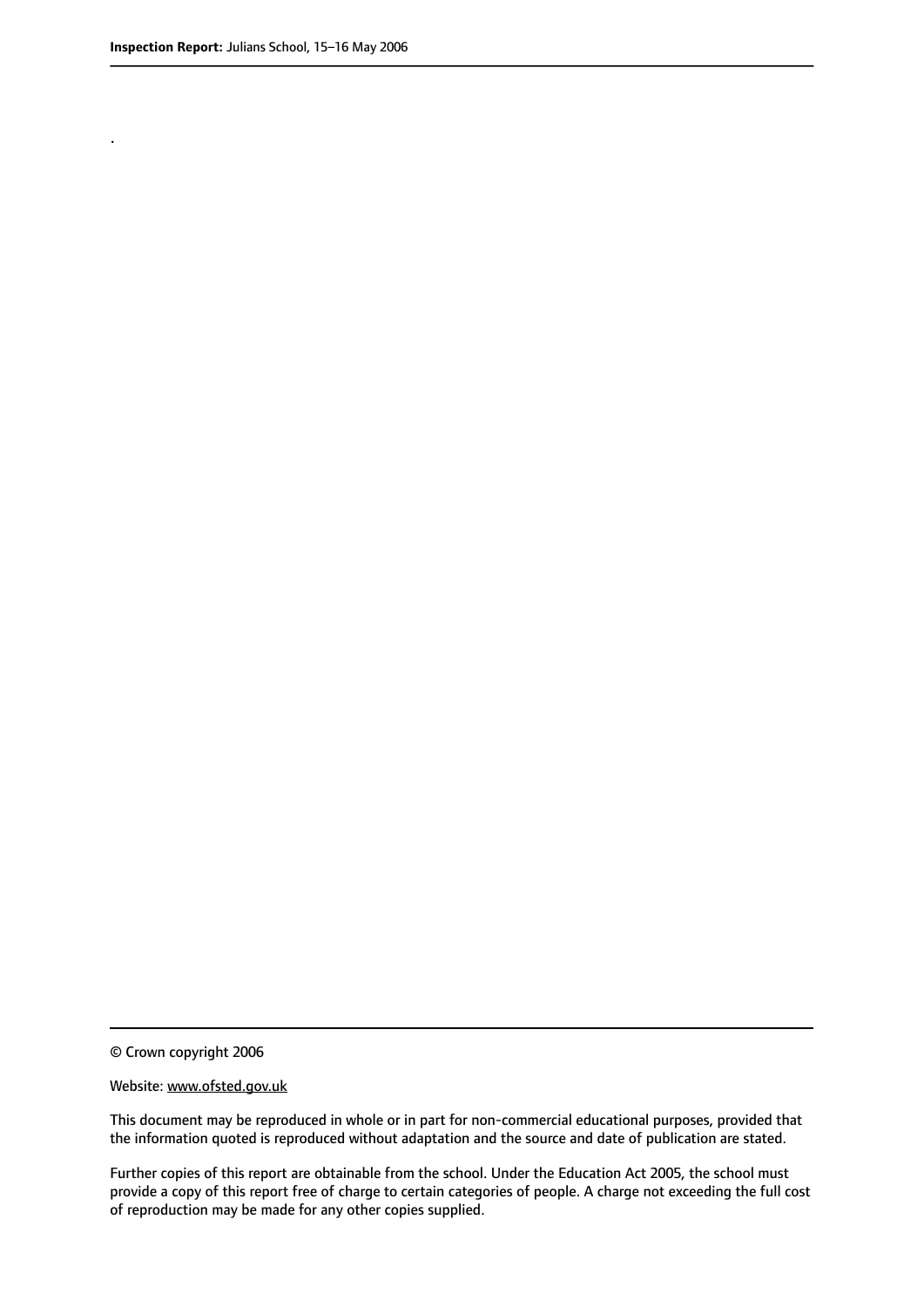.

© Crown copyright 2006

Website: www.ofsted.gov.uk

This document may be reproduced in whole or in part for non-commercial educational purposes, provided that the information quoted is reproduced without adaptation and the source and date of publication are stated.

Further copies of this report are obtainable from the school. Under the Education Act 2005, the school must provide a copy of this report free of charge to certain categories of people. A charge not exceeding the full cost of reproduction may be made for any other copies supplied.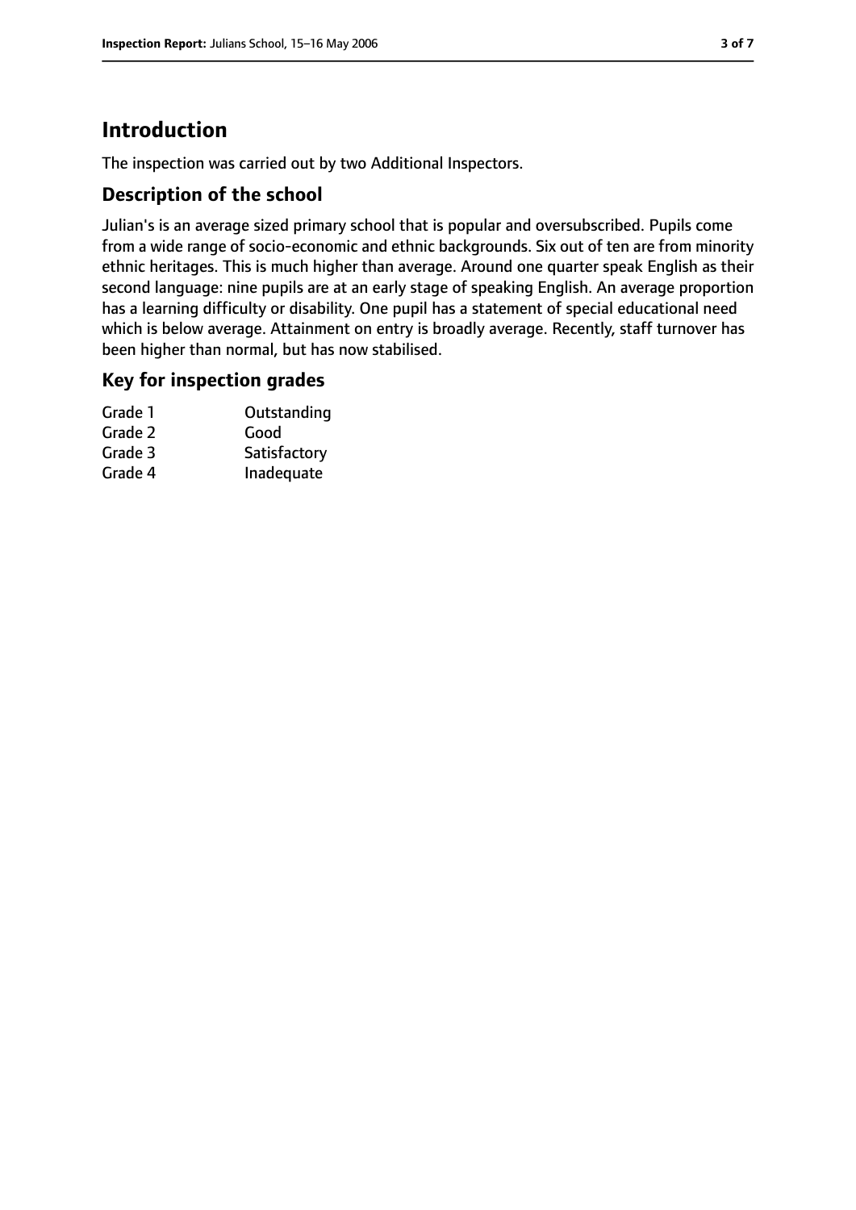# Introduction

The inspection was carried out by two Additional Inspectors.

## Description of the school

Julian's is an average sized primary school that is popular and oversubscribed. Pupils come from a wide range of socio-economic and ethnic backgrounds. Six out of ten are from minority ethnic heritages. This is much higher than average. Around one quarter speak English as their second language: nine pupils are at an early stage of speaking English. An average proportion has a learning difficulty or disability. One pupil has a statement of special educational need which is below average. Attainment on entry is broadly average. Recently, staff turnover has been higher than normal, but has now stabilised.

## Key for inspection grades

| | |
|---|---|
| Grade 1 | Outstanding |
| Grade 2 | Good |
| Grade 3 | Satisfactory |
| Grade 4 | Inadequate |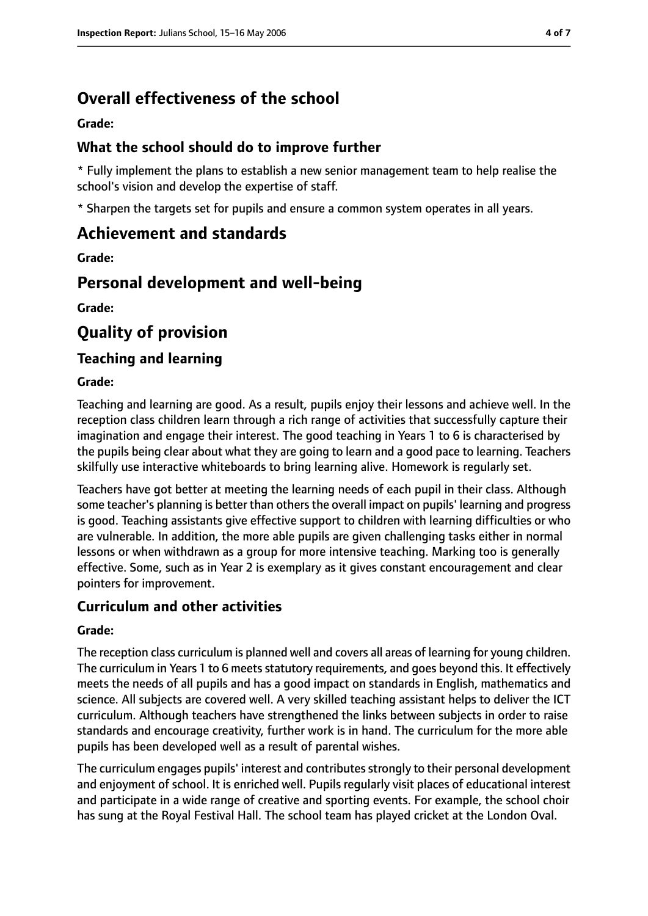## Overall effectiveness of the school

**Grade:**

### What the school should do to improve further

* Fully implement the plans to establish a new senior management team to help realise the school's vision and develop the expertise of staff.

* Sharpen the targets set for pupils and ensure a common system operates in all years.

## Achievement and standards

**Grade:**

## Personal development and well-being

**Grade:**

## Quality of provision

### Teaching and learning

**Grade:**

Teaching and learning are good. As a result, pupils enjoy their lessons and achieve well. In the reception class children learn through a rich range of activities that successfully capture their imagination and engage their interest. The good teaching in Years 1 to 6 is characterised by the pupils being clear about what they are going to learn and a good pace to learning. Teachers skilfully use interactive whiteboards to bring learning alive. Homework is regularly set.

Teachers have got better at meeting the learning needs of each pupil in their class. Although some teacher's planning is better than others the overall impact on pupils' learning and progress is good. Teaching assistants give effective support to children with learning difficulties or who are vulnerable. In addition, the more able pupils are given challenging tasks either in normal lessons or when withdrawn as a group for more intensive teaching. Marking too is generally effective. Some, such as in Year 2 is exemplary as it gives constant encouragement and clear pointers for improvement.

### Curriculum and other activities

**Grade:**

The reception class curriculum is planned well and covers all areas of learning for young children. The curriculum in Years 1 to 6 meets statutory requirements, and goes beyond this. It effectively meets the needs of all pupils and has a good impact on standards in English, mathematics and science. All subjects are covered well. A very skilled teaching assistant helps to deliver the ICT curriculum. Although teachers have strengthened the links between subjects in order to raise standards and encourage creativity, further work is in hand. The curriculum for the more able pupils has been developed well as a result of parental wishes.

The curriculum engages pupils' interest and contributes strongly to their personal development and enjoyment of school. It is enriched well. Pupils regularly visit places of educational interest and participate in a wide range of creative and sporting events. For example, the school choir has sung at the Royal Festival Hall. The school team has played cricket at the London Oval.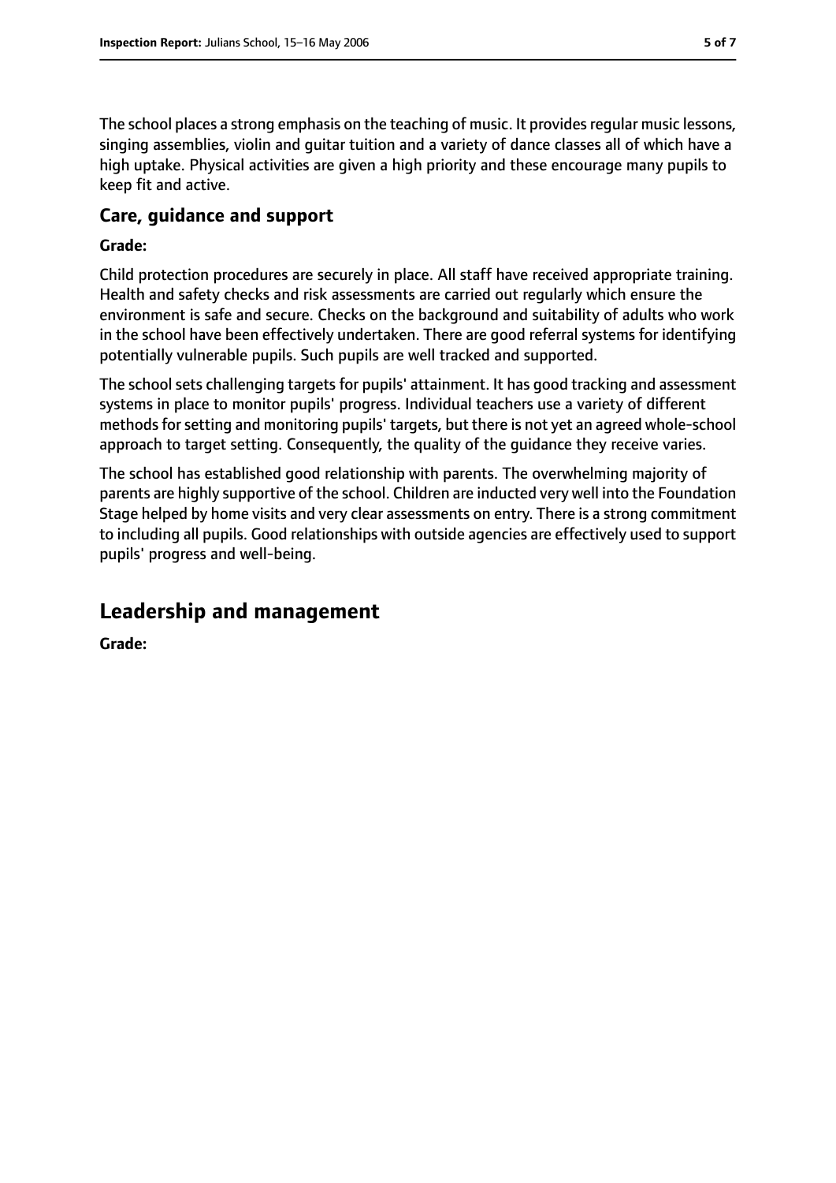The school places a strong emphasis on the teaching of music. It provides regular music lessons, singing assemblies, violin and guitar tuition and a variety of dance classes all of which have a high uptake. Physical activities are given a high priority and these encourage many pupils to keep fit and active.

### Care, guidance and support

**Grade:**

Child protection procedures are securely in place. All staff have received appropriate training. Health and safety checks and risk assessments are carried out regularly which ensure the environment is safe and secure. Checks on the background and suitability of adults who work in the school have been effectively undertaken. There are good referral systems for identifying potentially vulnerable pupils. Such pupils are well tracked and supported.

The school sets challenging targets for pupils' attainment. It has good tracking and assessment systems in place to monitor pupils' progress. Individual teachers use a variety of different methods for setting and monitoring pupils' targets, but there is not yet an agreed whole-school approach to target setting. Consequently, the quality of the guidance they receive varies.

The school has established good relationship with parents. The overwhelming majority of parents are highly supportive of the school. Children are inducted very well into the Foundation Stage helped by home visits and very clear assessments on entry. There is a strong commitment to including all pupils. Good relationships with outside agencies are effectively used to support pupils' progress and well-being.

## Leadership and management

**Grade:**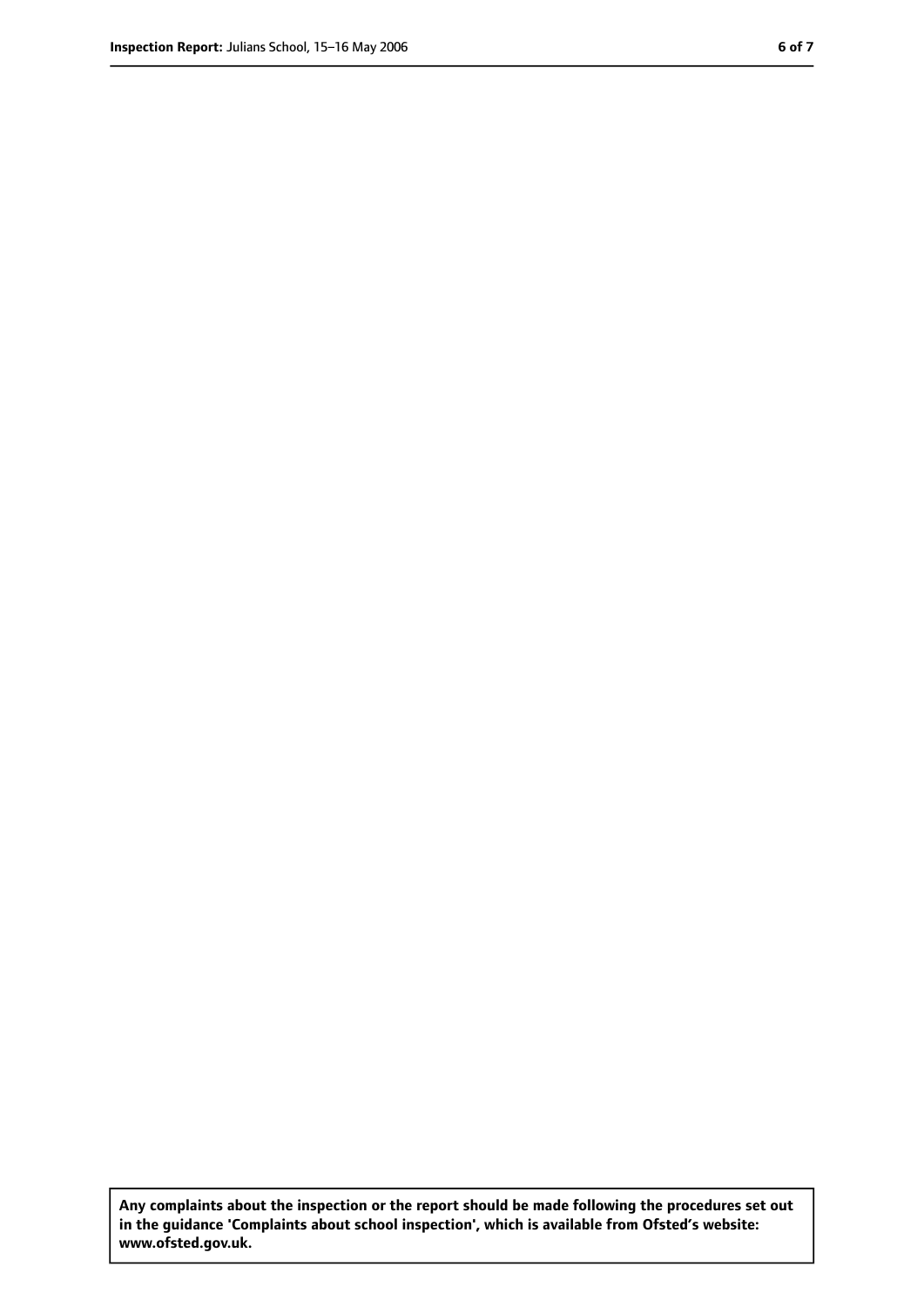**Any complaints about the inspection or the report should be made following the procedures set out in the guidance 'Complaints about school inspection', which is available from Ofsted's website: www.ofsted.gov.uk.**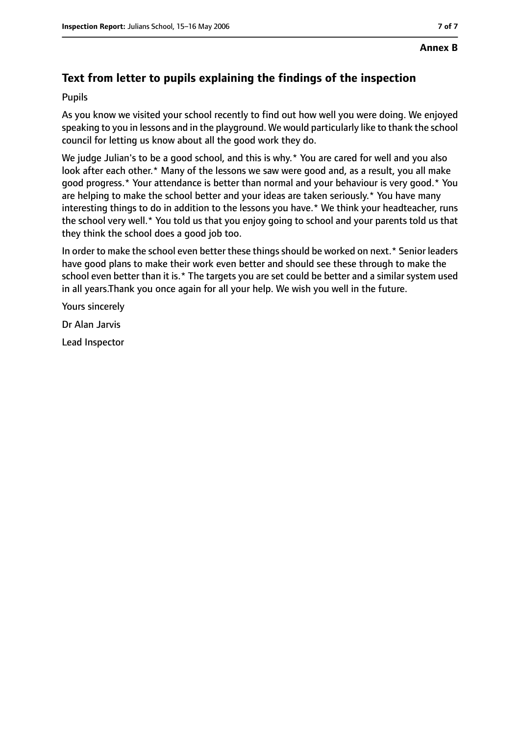**Annex B**

## Text from letter to pupils explaining the findings of the inspection

Pupils

As you know we visited your school recently to find out how well you were doing. We enjoyed speaking to you in lessons and in the playground. We would particularly like to thank the school council for letting us know about all the good work they do.

We judge Julian's to be a good school, and this is why.* You are cared for well and you also look after each other.* Many of the lessons we saw were good and, as a result, you all make good progress.* Your attendance is better than normal and your behaviour is very good.* You are helping to make the school better and your ideas are taken seriously.* You have many interesting things to do in addition to the lessons you have.* We think your headteacher, runs the school very well.* You told us that you enjoy going to school and your parents told us that they think the school does a good job too.

In order to make the school even better these things should be worked on next.* Senior leaders have good plans to make their work even better and should see these through to make the school even better than it is.* The targets you are set could be better and a similar system used in all years.Thank you once again for all your help. We wish you well in the future.

Yours sincerely

Dr Alan Jarvis

Lead Inspector